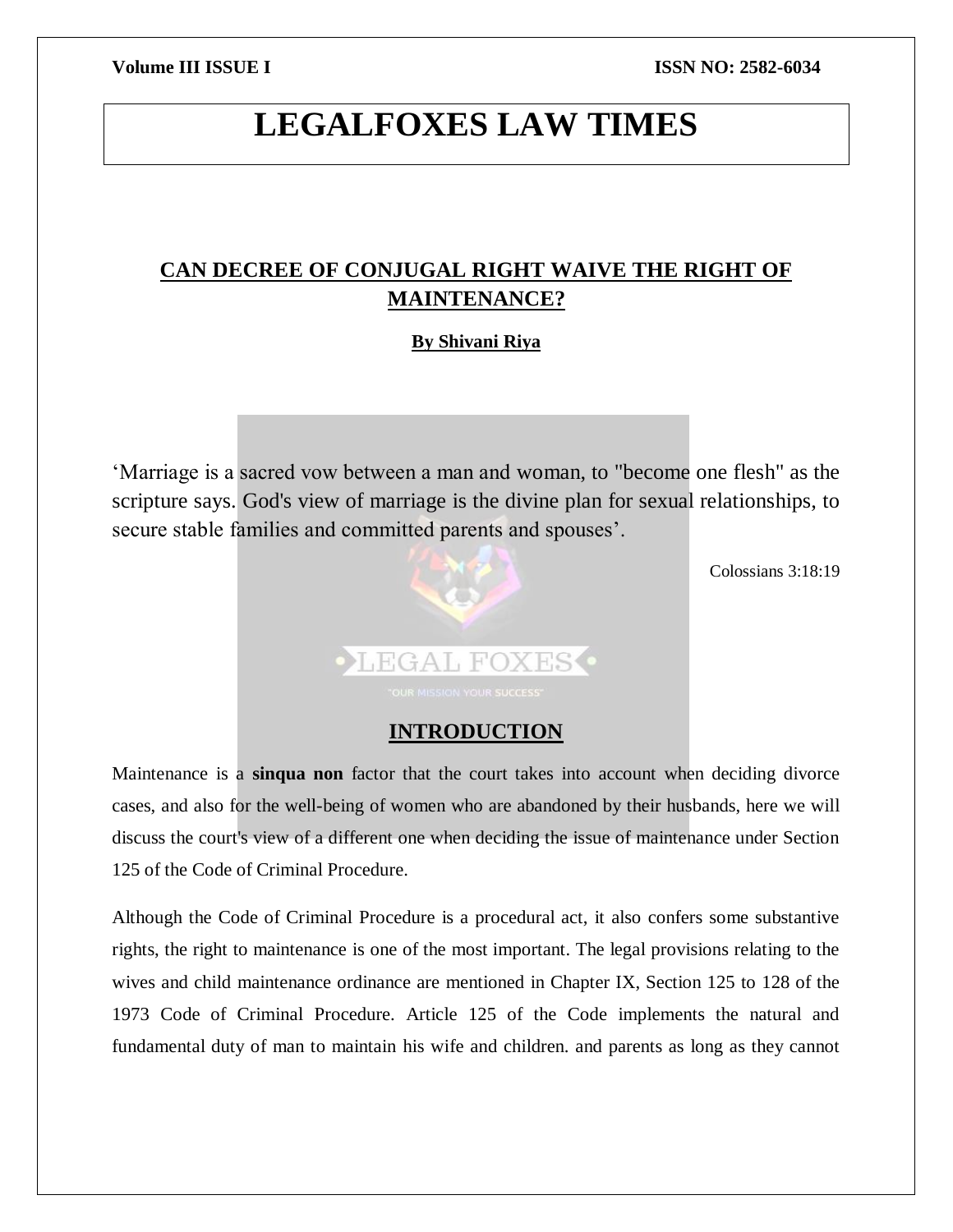# LEGALFOXES LAW TIMES

## CAN DECREE OF CONJUGAL RIGHT WAIVE THE RIGHT OF MAINTENANCE?

**By Shivani Riya**

'Marriage is a sacred vow between a man and woman, to "become one flesh" as the scripture says. God's view of marriage is the divine plan for sexual relationships, to secure stable families and committed parents and spouses'.

Colossians 3:18:19

## INTRODUCTION

Maintenance is a **sinqua non** factor that the court takes into account when deciding divorce cases, and also for the well-being of women who are abandoned by their husbands, here we will discuss the court's view of a different one when deciding the issue of maintenance under Section 125 of the Code of Criminal Procedure.

Although the Code of Criminal Procedure is a procedural act, it also confers some substantive rights, the right to maintenance is one of the most important. The legal provisions relating to the wives and child maintenance ordinance are mentioned in Chapter IX, Section 125 to 128 of the 1973 Code of Criminal Procedure. Article 125 of the Code implements the natural and fundamental duty of man to maintain his wife and children. and parents as long as they cannot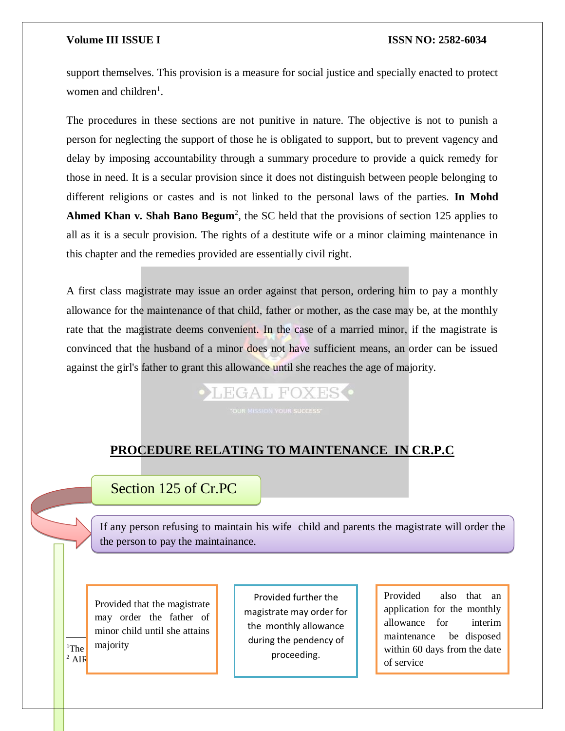support themselves. This provision is a measure for social justice and specially enacted to protect women and children[1].

The procedures in these sections are not punitive in nature. The objective is not to punish a person for neglecting the support of those he is obligated to support, but to prevent vagency and delay by imposing accountability through a summary procedure to provide a quick remedy for those in need. It is a secular provision since it does not distinguish between people belonging to different religions or castes and is not linked to the personal laws of the parties. **In Mohd Ahmed Khan v. Shah Bano Begum**[2], the SC held that the provisions of section 125 applies to all as it is a seculr provision. The rights of a destitute wife or a minor claiming maintenance in this chapter and the remedies provided are essentially civil right.

A first class magistrate may issue an order against that person, ordering him to pay a monthly allowance for the maintenance of that child, father or mother, as the case may be, at the monthly rate that the magistrate deems convenient. In the case of a married minor, if the magistrate is convinced that the husband of a minor does not have sufficient means, an order can be issued against the girl's father to grant this allowance until she reaches the age of majority.

## PROCEDURE RELATING TO MAINTENANCE IN CR.P.C

Section 125 of Cr.PC

If any person refusing to maintain his wife child and parents the magistrate will order the the person to pay the maintainance.

Provided that the magistrate may order the father of minor child until she attains majority

Provided further the magistrate may order for the monthly allowance during the pendency of proceeding.

Provided also that an application for the monthly allowance for interim maintenance be disposed within 60 days from the date of service

[1]The

[2] AIR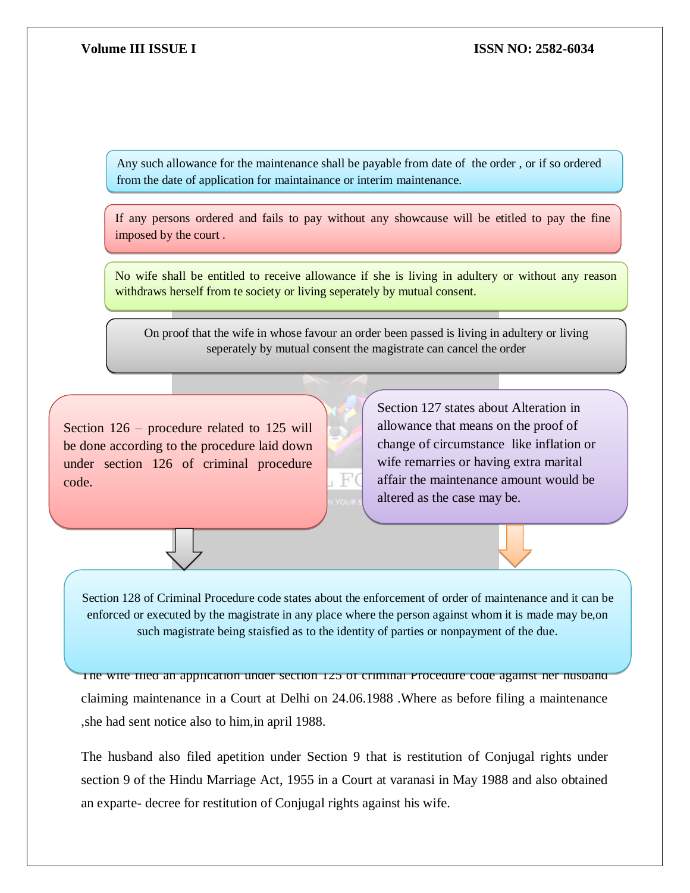Any such allowance for the maintenance shall be payable from date of the order , or if so ordered from the date of application for maintainance or interim maintenance.

If any persons ordered and fails to pay without any showcause will be etitled to pay the fine imposed by the court .

No wife shall be entitled to receive allowance if she is living in adultery or without any reason withdraws herself from te society or living seperately by mutual consent.

On proof that the wife in whose favour an order been passed is living in adultery or living seperately by mutual consent the magistrate can cancel the order

Section 126 – procedure related to 125 will be done according to the procedure laid down under section 126 of criminal procedure code.

Section 127 states about Alteration in allowance that means on the proof of change of circumstance like inflation or wife remarries or having extra marital affair the maintenance amount would be altered as the case may be.

Section 128 of Criminal Procedure code states about the enforcement of order of maintenance and it can be enforced or executed by the magistrate in any place where the person against whom it is made may be,on such magistrate being staisfied as to the identity of parties or nonpayment of the due.

The wife filed an application under section 125 of criminal Procedure code against her husband claiming maintenance in a Court at Delhi on 24.06.1988 .Where as before filing a maintenance ,she had sent notice also to him,in april 1988.

The husband also filed apetition under Section 9 that is restitution of Conjugal rights under section 9 of the Hindu Marriage Act, 1955 in a Court at varanasi in May 1988 and also obtained an exparte- decree for restitution of Conjugal rights against his wife.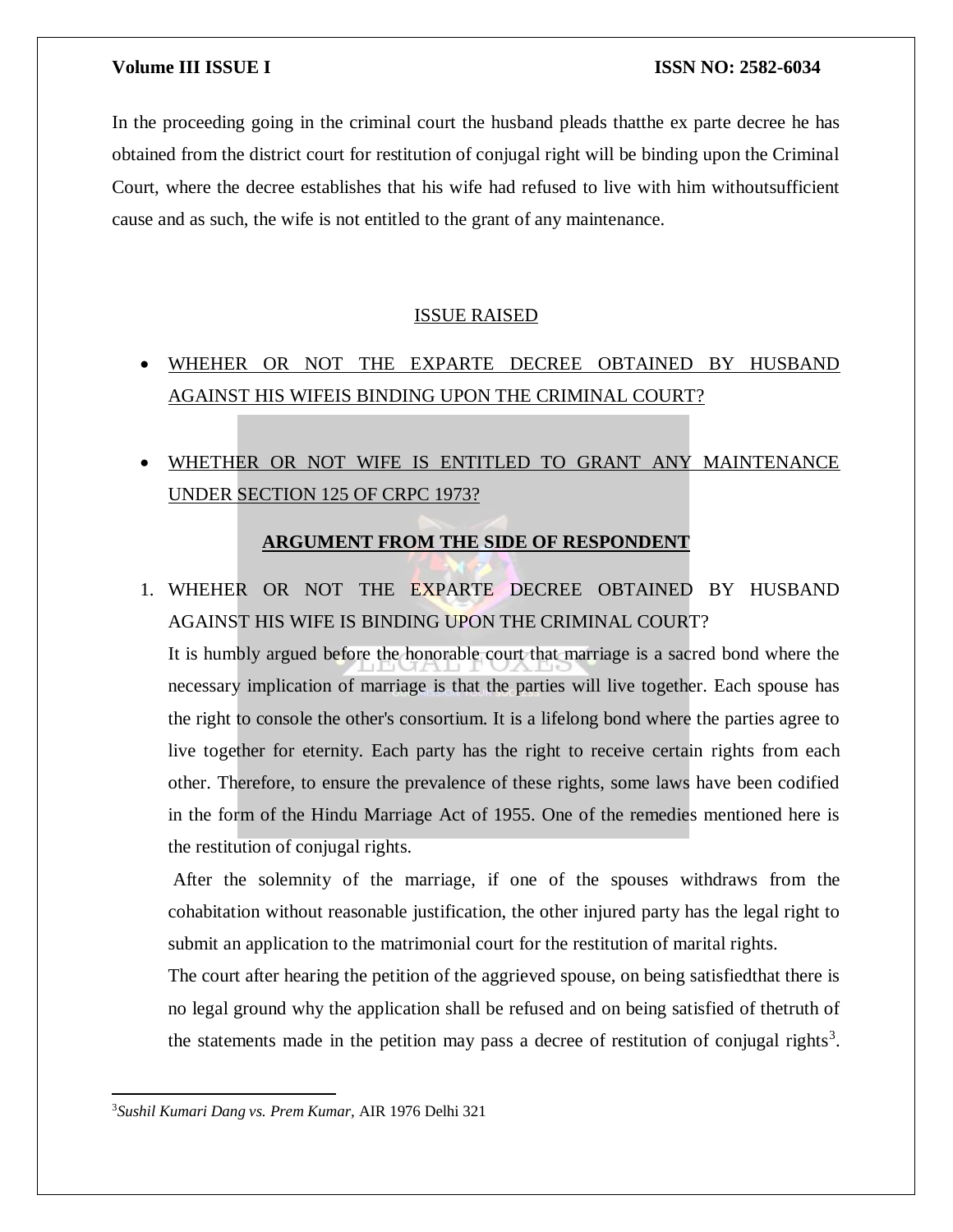In the proceeding going in the criminal court the husband pleads thatthe ex parte decree he has obtained from the district court for restitution of conjugal right will be binding upon the Criminal Court, where the decree establishes that his wife had refused to live with him withoutsufficient cause and as such, the wife is not entitled to the grant of any maintenance.

## ISSUE RAISED

- WHEHER OR NOT THE EXPARTE DECREE OBTAINED BY HUSBAND AGAINST HIS WIFEIS BINDING UPON THE CRIMINAL COURT?
- WHETHER OR NOT WIFE IS ENTITLED TO GRANT ANY MAINTENANCE UNDER SECTION 125 OF CRPC 1973?

## ARGUMENT FROM THE SIDE OF RESPONDENT

1. WHEHER OR NOT THE EXPARTE DECREE OBTAINED BY HUSBAND AGAINST HIS WIFE IS BINDING UPON THE CRIMINAL COURT?

   It is humbly argued before the honorable court that marriage is a sacred bond where the necessary implication of marriage is that the parties will live together. Each spouse has the right to console the other's consortium. It is a lifelong bond where the parties agree to live together for eternity. Each party has the right to receive certain rights from each other. Therefore, to ensure the prevalence of these rights, some laws have been codified in the form of the Hindu Marriage Act of 1955. One of the remedies mentioned here is the restitution of conjugal rights.

   After the solemnity of the marriage, if one of the spouses withdraws from the cohabitation without reasonable justification, the other injured party has the legal right to submit an application to the matrimonial court for the restitution of marital rights.

   The court after hearing the petition of the aggrieved spouse, on being satisfiedthat there is no legal ground why the application shall be refused and on being satisfied of thetruth of the statements made in the petition may pass a decree of restitution of conjugal rights[3].

---

[3] *Sushil Kumari Dang vs. Prem Kumar*, AIR 1976 Delhi 321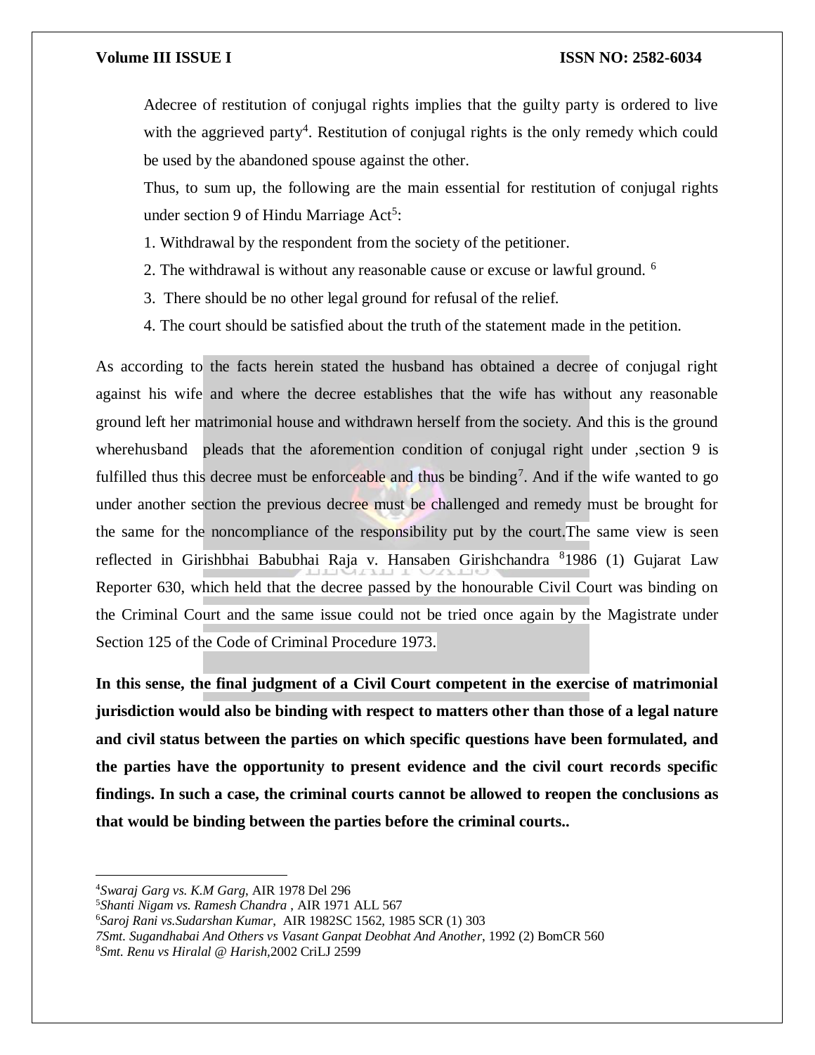Adecree of restitution of conjugal rights implies that the guilty party is ordered to live with the aggrieved party[4]. Restitution of conjugal rights is the only remedy which could be used by the abandoned spouse against the other.

Thus, to sum up, the following are the main essential for restitution of conjugal rights under section 9 of Hindu Marriage Act[5]:

1. Withdrawal by the respondent from the society of the petitioner.
2. The withdrawal is without any reasonable cause or excuse or lawful ground. [6]
3. There should be no other legal ground for refusal of the relief.
4. The court should be satisfied about the truth of the statement made in the petition.

As according to the facts herein stated the husband has obtained a decree of conjugal right against his wife and where the decree establishes that the wife has without any reasonable ground left her matrimonial house and withdrawn herself from the society. And this is the ground wherehusband pleads that the aforemention condition of conjugal right under ,section 9 is fulfilled thus this decree must be enforceable and thus be binding[7]. And if the wife wanted to go under another section the previous decree must be challenged and remedy must be brought for the same for the noncompliance of the responsibility put by the court.The same view is seen reflected in Girishbhai Babubhai Raja v. Hansaben Girishchandra [8]1986 (1) Gujarat Law Reporter 630, which held that the decree passed by the honourable Civil Court was binding on the Criminal Court and the same issue could not be tried once again by the Magistrate under Section 125 of the Code of Criminal Procedure 1973.

**In this sense, the final judgment of a Civil Court competent in the exercise of matrimonial jurisdiction would also be binding with respect to matters other than those of a legal nature and civil status between the parties on which specific questions have been formulated, and the parties have the opportunity to present evidence and the civil court records specific findings. In such a case, the criminal courts cannot be allowed to reopen the conclusions as that would be binding between the parties before the criminal courts..**

---

[4] *Swaraj Garg vs. K.M Garg*, AIR 1978 Del 296
[5] *Shanti Nigam vs. Ramesh Chandra* , AIR 1971 ALL 567
[6] *Saroj Rani vs.Sudarshan Kumar*, AIR 1982SC 1562, 1985 SCR (1) 303
*7Smt. Sugandhabai And Others vs Vasant Ganpat Deobhat And Another*, 1992 (2) BomCR 560
[8] *Smt. Renu vs Hiralal @ Harish*,2002 CriLJ 2599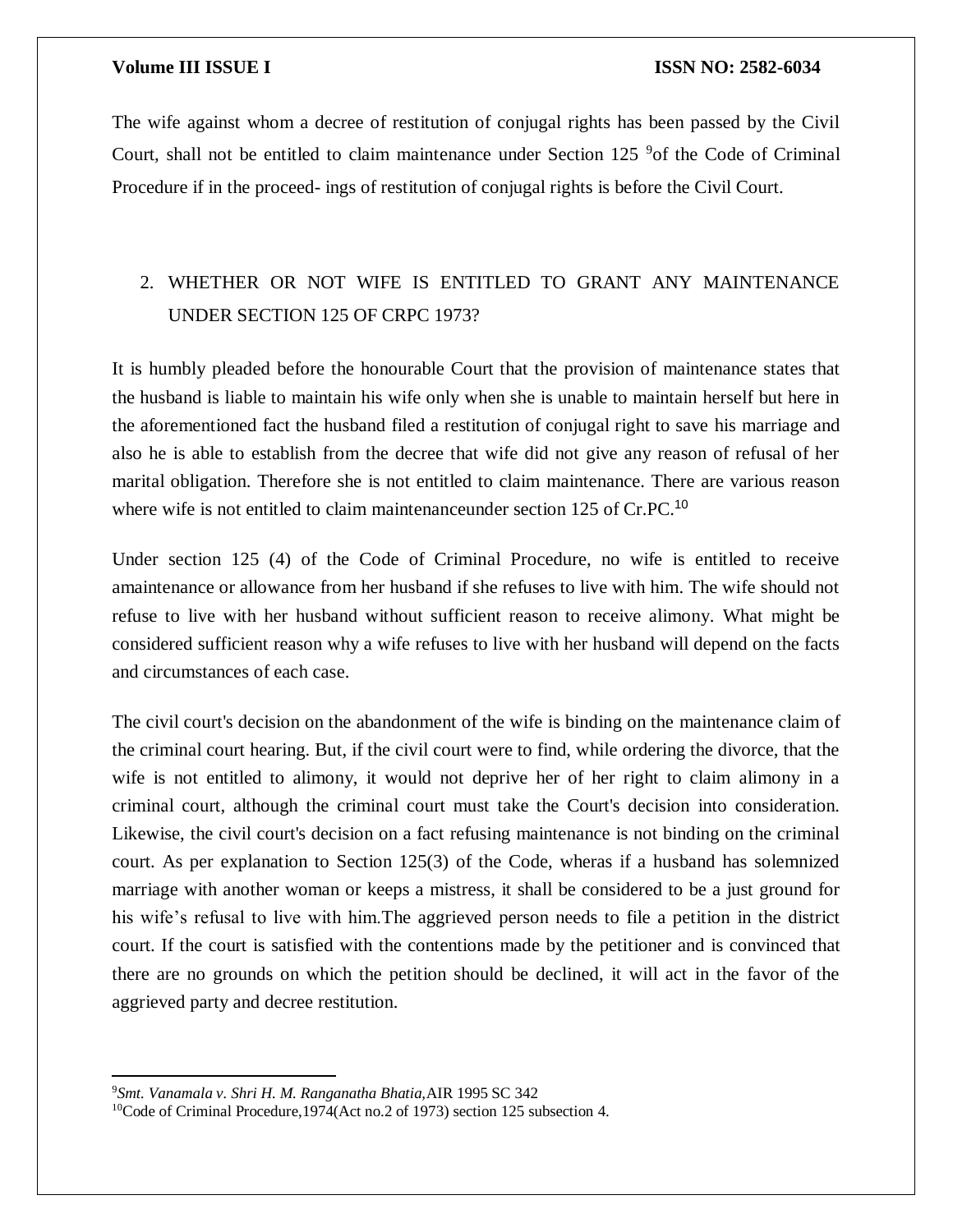The wife against whom a decree of restitution of conjugal rights has been passed by the Civil Court, shall not be entitled to claim maintenance under Section 125 [9]of the Code of Criminal Procedure if in the proceed- ings of restitution of conjugal rights is before the Civil Court.

2. WHETHER OR NOT WIFE IS ENTITLED TO GRANT ANY MAINTENANCE UNDER SECTION 125 OF CRPC 1973?

It is humbly pleaded before the honourable Court that the provision of maintenance states that the husband is liable to maintain his wife only when she is unable to maintain herself but here in the aforementioned fact the husband filed a restitution of conjugal right to save his marriage and also he is able to establish from the decree that wife did not give any reason of refusal of her marital obligation. Therefore she is not entitled to claim maintenance. There are various reason where wife is not entitled to claim maintenanceunder section 125 of Cr.PC.[10]

Under section 125 (4) of the Code of Criminal Procedure, no wife is entitled to receive amaintenance or allowance from her husband if she refuses to live with him. The wife should not refuse to live with her husband without sufficient reason to receive alimony. What might be considered sufficient reason why a wife refuses to live with her husband will depend on the facts and circumstances of each case.

The civil court's decision on the abandonment of the wife is binding on the maintenance claim of the criminal court hearing. But, if the civil court were to find, while ordering the divorce, that the wife is not entitled to alimony, it would not deprive her of her right to claim alimony in a criminal court, although the criminal court must take the Court's decision into consideration. Likewise, the civil court's decision on a fact refusing maintenance is not binding on the criminal court. As per explanation to Section 125(3) of the Code, wheras if a husband has solemnized marriage with another woman or keeps a mistress, it shall be considered to be a just ground for his wife's refusal to live with him.The aggrieved person needs to file a petition in the district court. If the court is satisfied with the contentions made by the petitioner and is convinced that there are no grounds on which the petition should be declined, it will act in the favor of the aggrieved party and decree restitution.

---

[9]*Smt. Vanamala v. Shri H. M. Ranganatha Bhatia,*AIR 1995 SC 342

[10]Code of Criminal Procedure,1974(Act no.2 of 1973) section 125 subsection 4.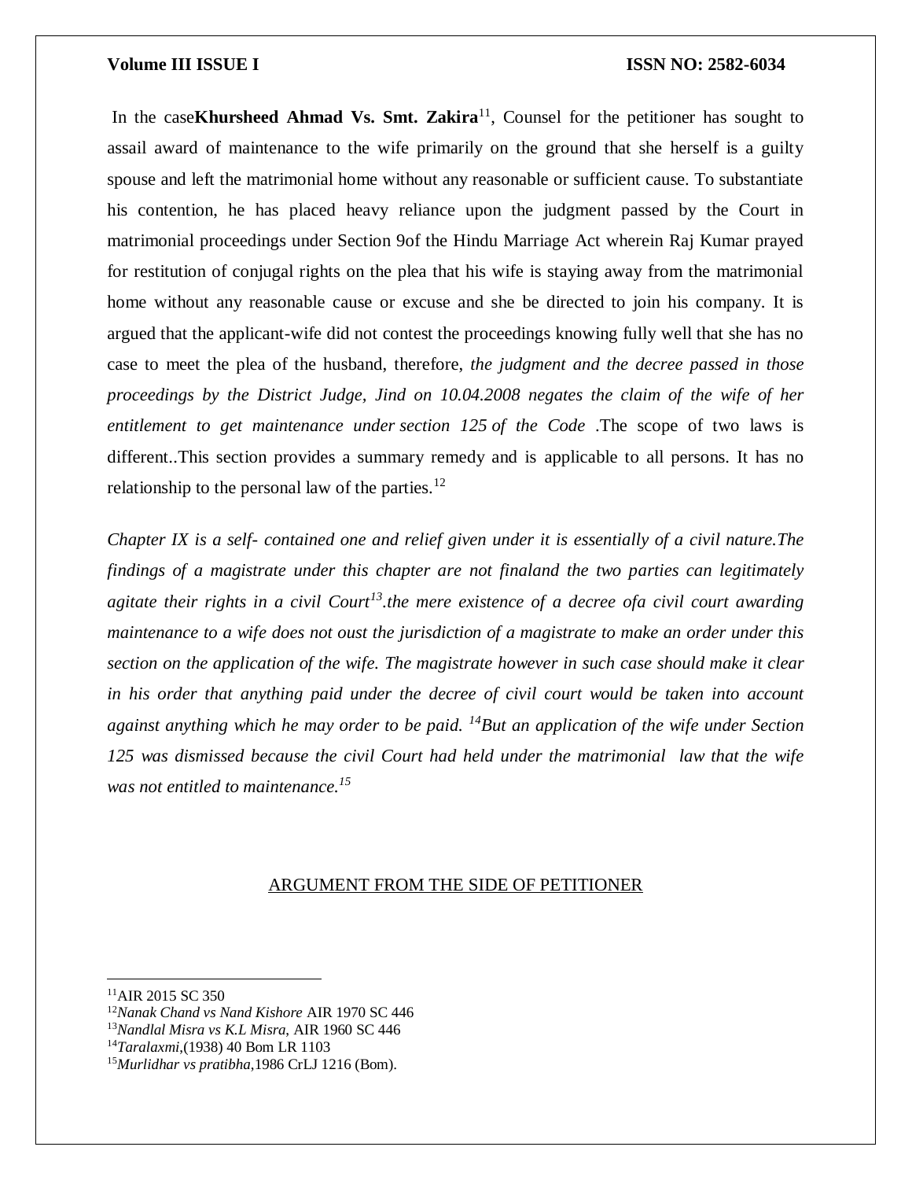In the case**Khursheed Ahmad Vs. Smt. Zakira**[11], Counsel for the petitioner has sought to assail award of maintenance to the wife primarily on the ground that she herself is a guilty spouse and left the matrimonial home without any reasonable or sufficient cause. To substantiate his contention, he has placed heavy reliance upon the judgment passed by the Court in matrimonial proceedings under Section 9of the Hindu Marriage Act wherein Raj Kumar prayed for restitution of conjugal rights on the plea that his wife is staying away from the matrimonial home without any reasonable cause or excuse and she be directed to join his company. It is argued that the applicant-wife did not contest the proceedings knowing fully well that she has no case to meet the plea of the husband, therefore, *the judgment and the decree passed in those proceedings by the District Judge, Jind on 10.04.2008 negates the claim of the wife of her entitlement to get maintenance under section 125 of the Code* .The scope of two laws is different..This section provides a summary remedy and is applicable to all persons. It has no relationship to the personal law of the parties.[12]

*Chapter IX is a self- contained one and relief given under it is essentially of a civil nature.The findings of a magistrate under this chapter are not finaland the two parties can legitimately agitate their rights in a civil Court[13].the mere existence of a decree ofa civil court awarding maintenance to a wife does not oust the jurisdiction of a magistrate to make an order under this section on the application of the wife. The magistrate however in such case should make it clear in his order that anything paid under the decree of civil court would be taken into account against anything which he may order to be paid. [14]But an application of the wife under Section 125 was dismissed because the civil Court had held under the matrimonial law that the wife was not entitled to maintenance.[15]*

## ARGUMENT FROM THE SIDE OF PETITIONER

---

[11]AIR 2015 SC 350

[12]*Nanak Chand vs Nand Kishore* AIR 1970 SC 446

[13]*Nandlal Misra vs K.L Misra*, AIR 1960 SC 446

[14]*Taralaxmi*,(1938) 40 Bom LR 1103

[15]*Murlidhar vs pratibha*,1986 CrLJ 1216 (Bom).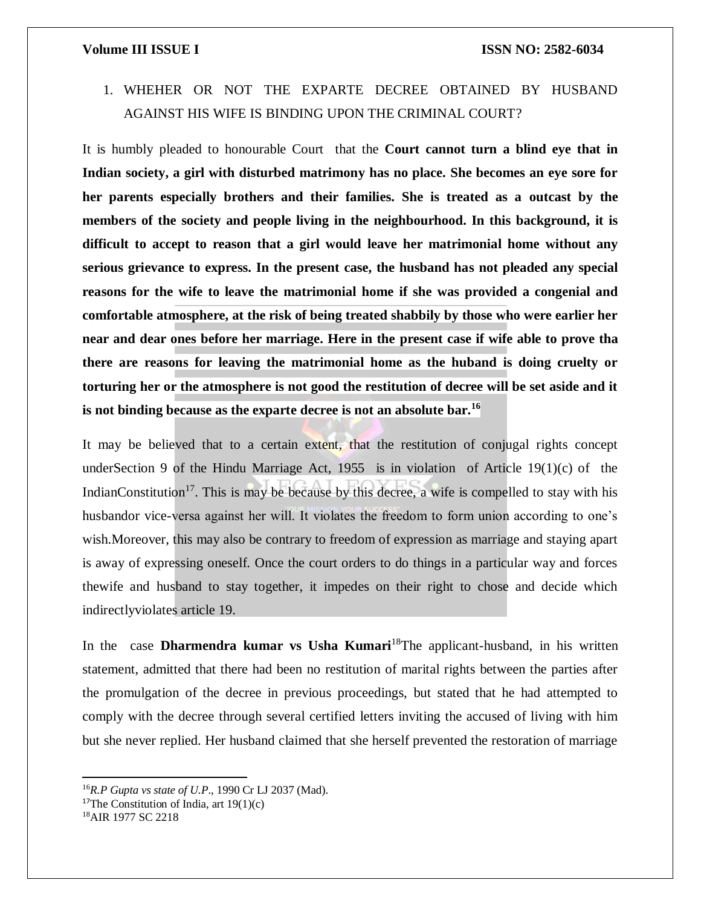1. WHEHER OR NOT THE EXPARTE DECREE OBTAINED BY HUSBAND AGAINST HIS WIFE IS BINDING UPON THE CRIMINAL COURT?

It is humbly pleaded to honourable Court that the **Court cannot turn a blind eye that in Indian society, a girl with disturbed matrimony has no place. She becomes an eye sore for her parents especially brothers and their families. She is treated as a outcast by the members of the society and people living in the neighbourhood. In this background, it is difficult to accept to reason that a girl would leave her matrimonial home without any serious grievance to express. In the present case, the husband has not pleaded any special reasons for the wife to leave the matrimonial home if she was provided a congenial and comfortable atmosphere, at the risk of being treated shabbily by those who were earlier her near and dear ones before her marriage. Here in the present case if wife able to prove tha there are reasons for leaving the matrimonial home as the huband is doing cruelty or torturing her or the atmosphere is not good the restitution of decree will be set aside and it is not binding because as the exparte decree is not an absolute bar.**[16]

It may be believed that to a certain extent, that the restitution of conjugal rights concept underSection 9 of the Hindu Marriage Act, 1955 is in violation of Article 19(1)(c) of the IndianConstitution[17]. This is may be because by this decree, a wife is compelled to stay with his husbandor vice-versa against her will. It violates the freedom to form union according to one's wish.Moreover, this may also be contrary to freedom of expression as marriage and staying apart is away of expressing oneself. Once the court orders to do things in a particular way and forces thewife and husband to stay together, it impedes on their right to chose and decide which indirectlyviolates article 19.

In the case **Dharmendra kumar vs Usha Kumari**[18]The applicant-husband, in his written statement, admitted that there had been no restitution of marital rights between the parties after the promulgation of the decree in previous proceedings, but stated that he had attempted to comply with the decree through several certified letters inviting the accused of living with him but she never replied. Her husband claimed that she herself prevented the restoration of marriage

---

[16] *R.P Gupta vs state of U.P*., 1990 Cr LJ 2037 (Mad).

[17] The Constitution of India, art 19(1)(c)

[18] AIR 1977 SC 2218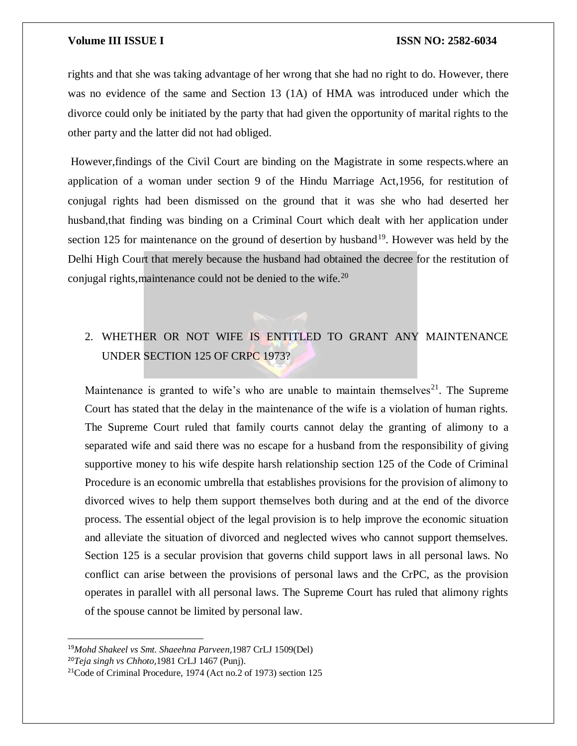rights and that she was taking advantage of her wrong that she had no right to do. However, there was no evidence of the same and Section 13 (1A) of HMA was introduced under which the divorce could only be initiated by the party that had given the opportunity of marital rights to the other party and the latter did not had obliged.

However,findings of the Civil Court are binding on the Magistrate in some respects.where an application of a woman under section 9 of the Hindu Marriage Act,1956, for restitution of conjugal rights had been dismissed on the ground that it was she who had deserted her husband,that finding was binding on a Criminal Court which dealt with her application under section 125 for maintenance on the ground of desertion by husband[19]. However was held by the Delhi High Court that merely because the husband had obtained the decree for the restitution of conjugal rights,maintenance could not be denied to the wife.[20]

2. WHETHER OR NOT WIFE IS ENTITLED TO GRANT ANY MAINTENANCE UNDER SECTION 125 OF CRPC 1973?

Maintenance is granted to wife's who are unable to maintain themselves[21]. The Supreme Court has stated that the delay in the maintenance of the wife is a violation of human rights. The Supreme Court ruled that family courts cannot delay the granting of alimony to a separated wife and said there was no escape for a husband from the responsibility of giving supportive money to his wife despite harsh relationship section 125 of the Code of Criminal Procedure is an economic umbrella that establishes provisions for the provision of alimony to divorced wives to help them support themselves both during and at the end of the divorce process. The essential object of the legal provision is to help improve the economic situation and alleviate the situation of divorced and neglected wives who cannot support themselves. Section 125 is a secular provision that governs child support laws in all personal laws. No conflict can arise between the provisions of personal laws and the CrPC, as the provision operates in parallel with all personal laws. The Supreme Court has ruled that alimony rights of the spouse cannot be limited by personal law.

---

[19] *Mohd Shakeel vs Smt. Shaeehna Parveen,*1987 CrLJ 1509(Del)

[20] *Teja singh vs Chhoto,*1981 CrLJ 1467 (Punj).

[21] Code of Criminal Procedure, 1974 (Act no.2 of 1973) section 125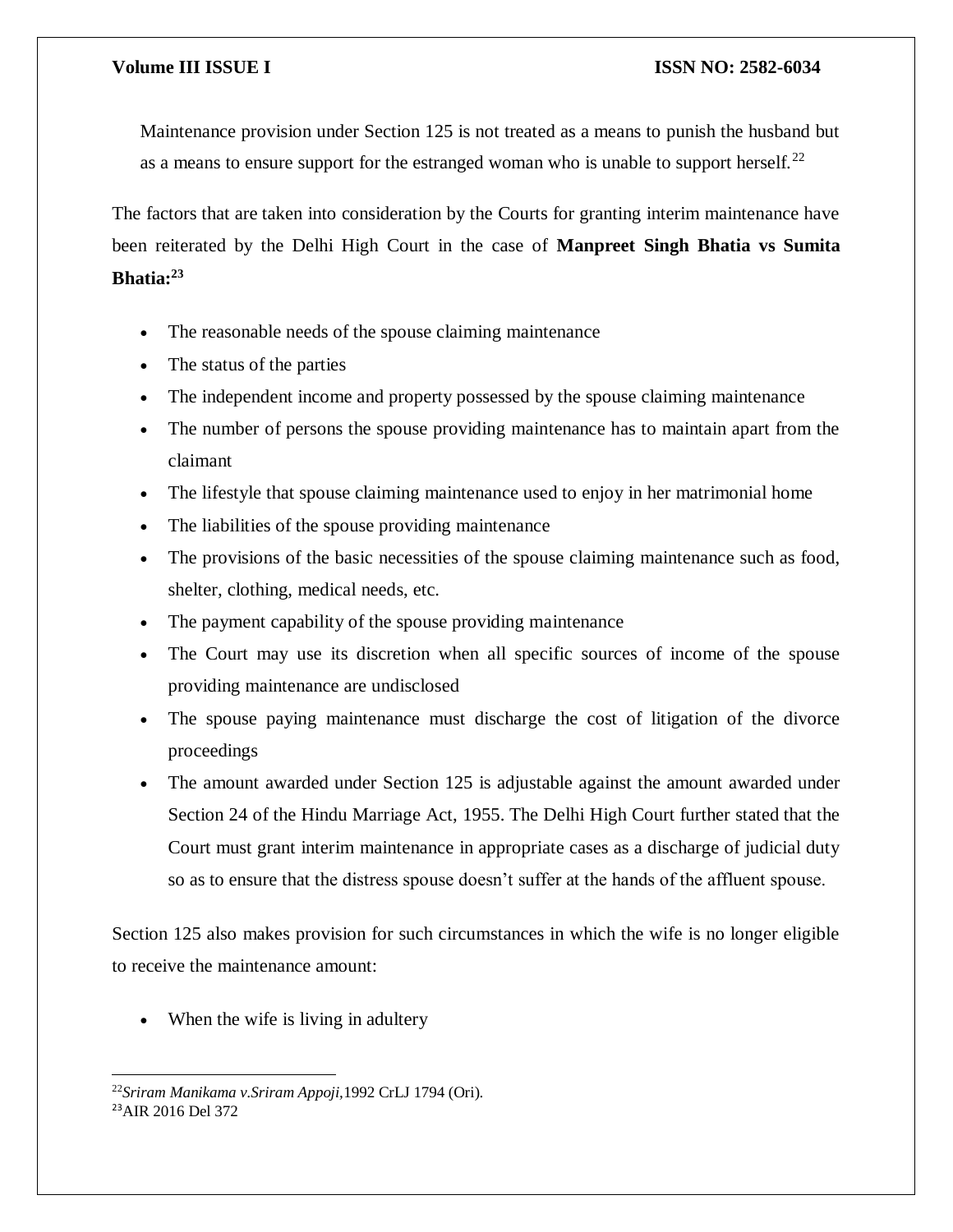Maintenance provision under Section 125 is not treated as a means to punish the husband but as a means to ensure support for the estranged woman who is unable to support herself.[22]

The factors that are taken into consideration by the Courts for granting interim maintenance have been reiterated by the Delhi High Court in the case of **Manpreet Singh Bhatia vs Sumita Bhatia:**[23]

- The reasonable needs of the spouse claiming maintenance
- The status of the parties
- The independent income and property possessed by the spouse claiming maintenance
- The number of persons the spouse providing maintenance has to maintain apart from the claimant
- The lifestyle that spouse claiming maintenance used to enjoy in her matrimonial home
- The liabilities of the spouse providing maintenance
- The provisions of the basic necessities of the spouse claiming maintenance such as food, shelter, clothing, medical needs, etc.
- The payment capability of the spouse providing maintenance
- The Court may use its discretion when all specific sources of income of the spouse providing maintenance are undisclosed
- The spouse paying maintenance must discharge the cost of litigation of the divorce proceedings
- The amount awarded under Section 125 is adjustable against the amount awarded under Section 24 of the Hindu Marriage Act, 1955. The Delhi High Court further stated that the Court must grant interim maintenance in appropriate cases as a discharge of judicial duty so as to ensure that the distress spouse doesn't suffer at the hands of the affluent spouse.

Section 125 also makes provision for such circumstances in which the wife is no longer eligible to receive the maintenance amount:

- When the wife is living in adultery

---

[22] *Sriram Manikama v.Sriram Appoji,*1992 CrLJ 1794 (Ori).

[23] AIR 2016 Del 372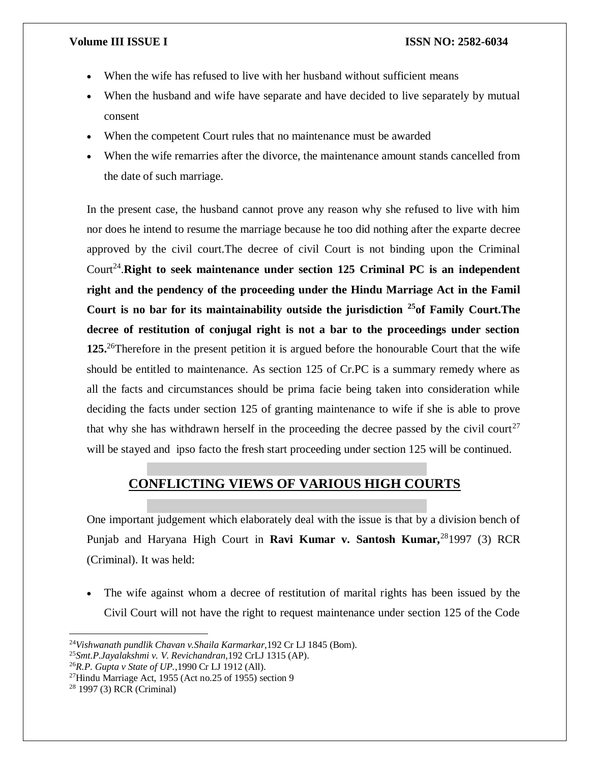- When the wife has refused to live with her husband without sufficient means
- When the husband and wife have separate and have decided to live separately by mutual consent
- When the competent Court rules that no maintenance must be awarded
- When the wife remarries after the divorce, the maintenance amount stands cancelled from the date of such marriage.

In the present case, the husband cannot prove any reason why she refused to live with him nor does he intend to resume the marriage because he too did nothing after the exparte decree approved by the civil court.The decree of civil Court is not binding upon the Criminal Court[24].**Right to seek maintenance under section 125 Criminal PC is an independent right and the pendency of the proceeding under the Hindu Marriage Act in the Famil Court is no bar for its maintainability outside the jurisdiction [25]of Family Court.The decree of restitution of conjugal right is not a bar to the proceedings under section 125.**[26]Therefore in the present petition it is argued before the honourable Court that the wife should be entitled to maintenance. As section 125 of Cr.PC is a summary remedy where as all the facts and circumstances should be prima facie being taken into consideration while deciding the facts under section 125 of granting maintenance to wife if she is able to prove that why she has withdrawn herself in the proceeding the decree passed by the civil court[27] will be stayed and ipso facto the fresh start proceeding under section 125 will be continued.

## CONFLICTING VIEWS OF VARIOUS HIGH COURTS

One important judgement which elaborately deal with the issue is that by a division bench of Punjab and Haryana High Court in **Ravi Kumar v. Santosh Kumar,**[28]1997 (3) RCR (Criminal). It was held:

- The wife against whom a decree of restitution of marital rights has been issued by the Civil Court will not have the right to request maintenance under section 125 of the Code

---

[24]*Vishwanath pundlik Chavan v.Shaila Karmarkar*,192 Cr LJ 1845 (Bom).

[25]*Smt.P.Jayalakshmi v. V. Revichandran*,192 CrLJ 1315 (AP).

[26]*R.P. Gupta v State of UP.*,1990 Cr LJ 1912 (All).

[27]Hindu Marriage Act, 1955 (Act no.25 of 1955) section 9

[28] 1997 (3) RCR (Criminal)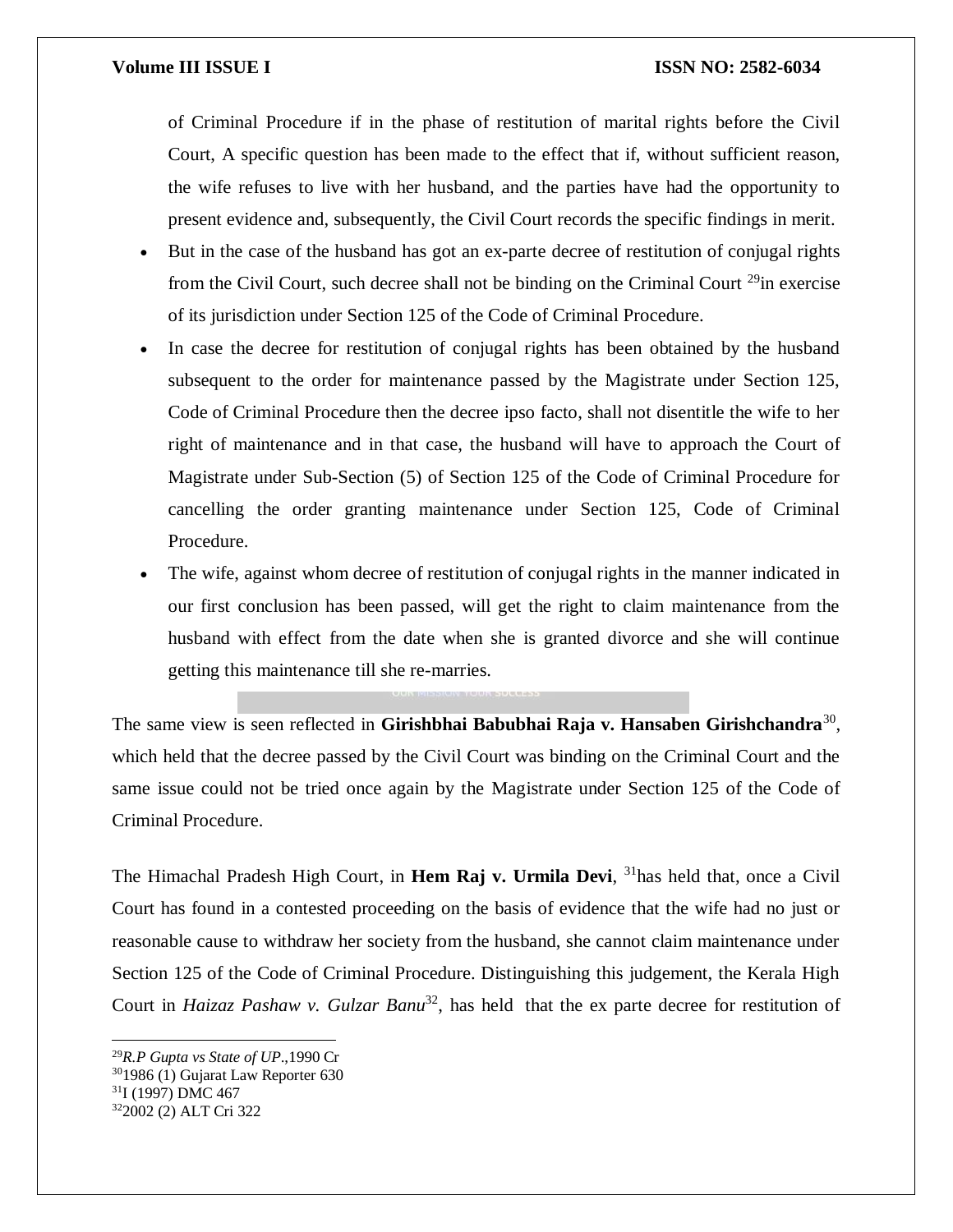of Criminal Procedure if in the phase of restitution of marital rights before the Civil Court, A specific question has been made to the effect that if, without sufficient reason, the wife refuses to live with her husband, and the parties have had the opportunity to present evidence and, subsequently, the Civil Court records the specific findings in merit.

- But in the case of the husband has got an ex-parte decree of restitution of conjugal rights from the Civil Court, such decree shall not be binding on the Criminal Court [29]in exercise of its jurisdiction under Section 125 of the Code of Criminal Procedure.
- In case the decree for restitution of conjugal rights has been obtained by the husband subsequent to the order for maintenance passed by the Magistrate under Section 125, Code of Criminal Procedure then the decree ipso facto, shall not disentitle the wife to her right of maintenance and in that case, the husband will have to approach the Court of Magistrate under Sub-Section (5) of Section 125 of the Code of Criminal Procedure for cancelling the order granting maintenance under Section 125, Code of Criminal Procedure.
- The wife, against whom decree of restitution of conjugal rights in the manner indicated in our first conclusion has been passed, will get the right to claim maintenance from the husband with effect from the date when she is granted divorce and she will continue getting this maintenance till she re-marries.

The same view is seen reflected in **Girishbhai Babubhai Raja v. Hansaben Girishchandra**[30], which held that the decree passed by the Civil Court was binding on the Criminal Court and the same issue could not be tried once again by the Magistrate under Section 125 of the Code of Criminal Procedure.

The Himachal Pradesh High Court, in **Hem Raj v. Urmila Devi**, [31]has held that, once a Civil Court has found in a contested proceeding on the basis of evidence that the wife had no just or reasonable cause to withdraw her society from the husband, she cannot claim maintenance under Section 125 of the Code of Criminal Procedure. Distinguishing this judgement, the Kerala High Court in *Haizaz Pashaw v. Gulzar Banu*[32], has held that the ex parte decree for restitution of

[29]*R.P Gupta vs State of UP*.,1990 Cr

[30]1986 (1) Gujarat Law Reporter 630

[31]I (1997) DMC 467

[32]2002 (2) ALT Cri 322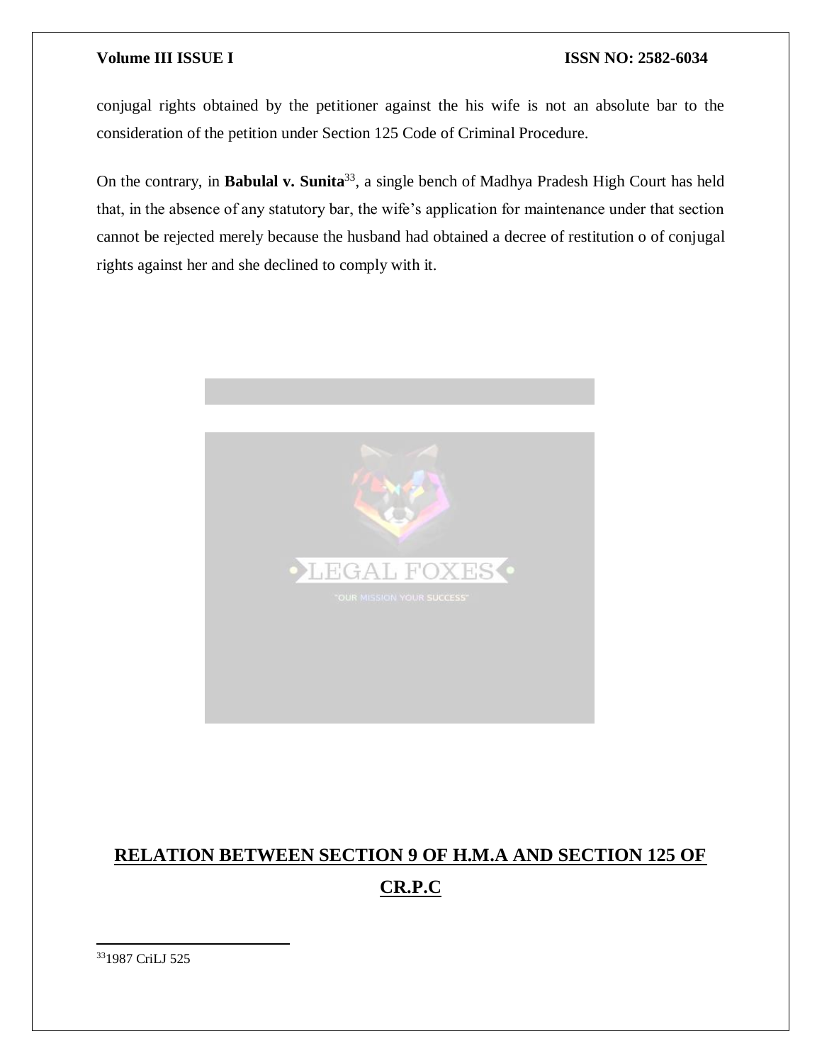conjugal rights obtained by the petitioner against the his wife is not an absolute bar to the consideration of the petition under Section 125 Code of Criminal Procedure.

On the contrary, in **Babulal v. Sunita**[33], a single bench of Madhya Pradesh High Court has held that, in the absence of any statutory bar, the wife's application for maintenance under that section cannot be rejected merely because the husband had obtained a decree of restitution o of conjugal rights against her and she declined to comply with it.

## RELATION BETWEEN SECTION 9 OF H.M.A AND SECTION 125 OF CR.P.C

[33] 1987 CriLJ 525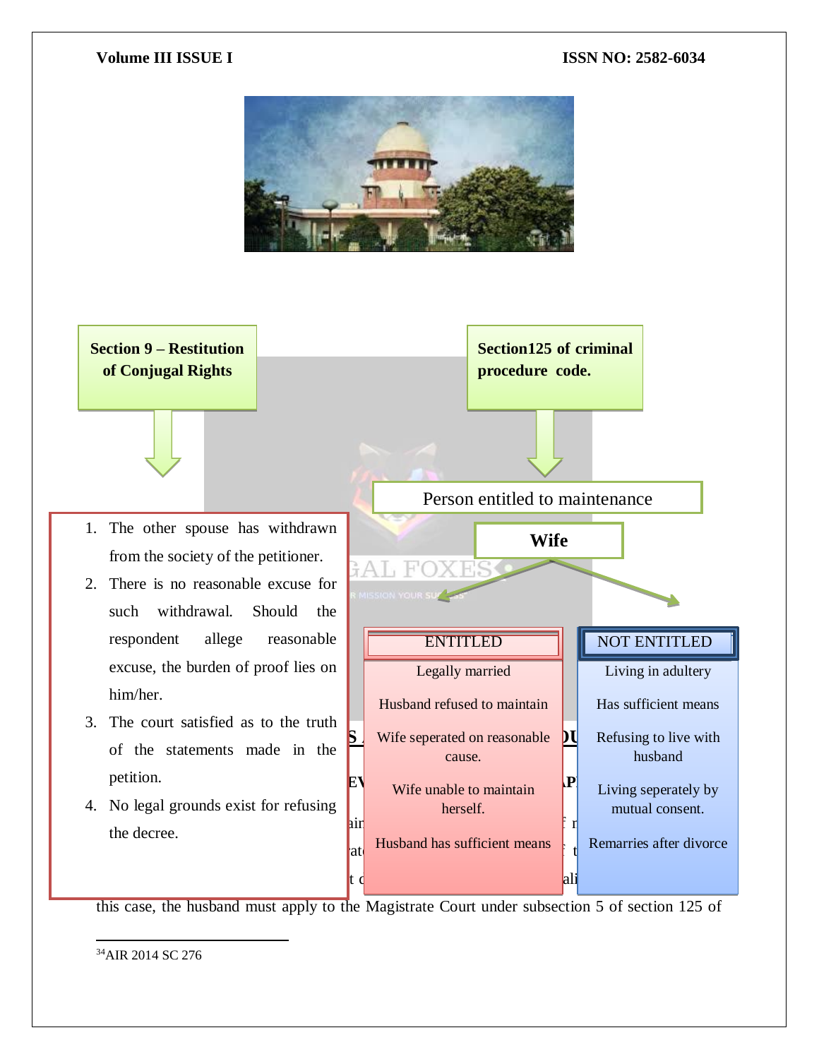**Section 9 – Restitution of Conjugal Rights**

1. The other spouse has withdrawn from the society of the petitioner.
2. There is no reasonable excuse for such withdrawal. Should the respondent allege reasonable excuse, the burden of proof lies on him/her.
3. The court satisfied as to the truth of the statements made in the petition.
4. No legal grounds exist for refusing the decree.

**Section125 of criminal procedure code.**

Person entitled to maintenance

**Wife**

| ENTITLED | NOT ENTITLED |
| --- | --- |
| Legally married | Living in adultery |
| Husband refused to maintain | Has sufficient means |
| Wife seperated on reasonable cause. | Refusing to live with husband |
| Wife unable to maintain herself. | Living seperately by mutual consent. |
| Husband has sufficient means | Remarries after divorce |

this case, the husband must apply to the Magistrate Court under subsection 5 of section 125 of

---

[34] AIR 2014 SC 276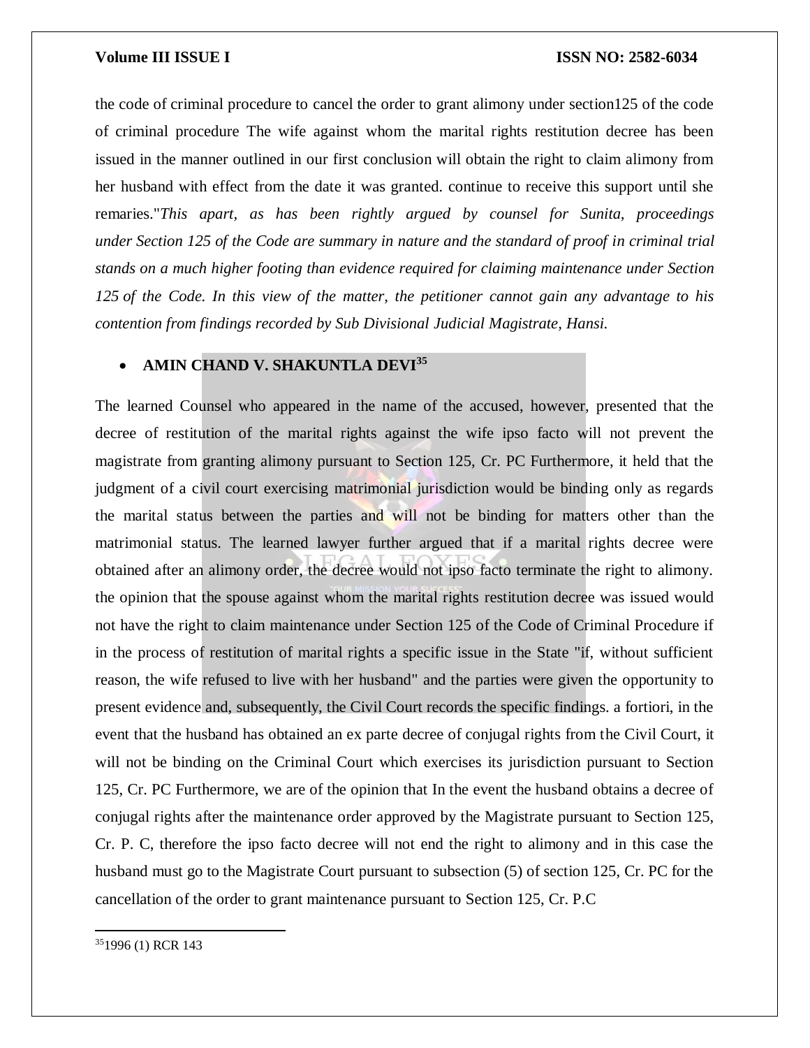the code of criminal procedure to cancel the order to grant alimony under section125 of the code of criminal procedure The wife against whom the marital rights restitution decree has been issued in the manner outlined in our first conclusion will obtain the right to claim alimony from her husband with effect from the date it was granted. continue to receive this support until she remaries."*This apart, as has been rightly argued by counsel for Sunita, proceedings under Section 125 of the Code are summary in nature and the standard of proof in criminal trial stands on a much higher footing than evidence required for claiming maintenance under Section 125 of the Code. In this view of the matter, the petitioner cannot gain any advantage to his contention from findings recorded by Sub Divisional Judicial Magistrate, Hansi.*

- **AMIN CHAND V. SHAKUNTLA DEVI[35]**

The learned Counsel who appeared in the name of the accused, however, presented that the decree of restitution of the marital rights against the wife ipso facto will not prevent the magistrate from granting alimony pursuant to Section 125, Cr. PC Furthermore, it held that the judgment of a civil court exercising matrimonial jurisdiction would be binding only as regards the marital status between the parties and will not be binding for matters other than the matrimonial status. The learned lawyer further argued that if a marital rights decree were obtained after an alimony order, the decree would not ipso facto terminate the right to alimony. the opinion that the spouse against whom the marital rights restitution decree was issued would not have the right to claim maintenance under Section 125 of the Code of Criminal Procedure if in the process of restitution of marital rights a specific issue in the State "if, without sufficient reason, the wife refused to live with her husband" and the parties were given the opportunity to present evidence and, subsequently, the Civil Court records the specific findings. a fortiori, in the event that the husband has obtained an ex parte decree of conjugal rights from the Civil Court, it will not be binding on the Criminal Court which exercises its jurisdiction pursuant to Section 125, Cr. PC Furthermore, we are of the opinion that In the event the husband obtains a decree of conjugal rights after the maintenance order approved by the Magistrate pursuant to Section 125, Cr. P. C, therefore the ipso facto decree will not end the right to alimony and in this case the husband must go to the Magistrate Court pursuant to subsection (5) of section 125, Cr. PC for the cancellation of the order to grant maintenance pursuant to Section 125, Cr. P.C

---

[35] 1996 (1) RCR 143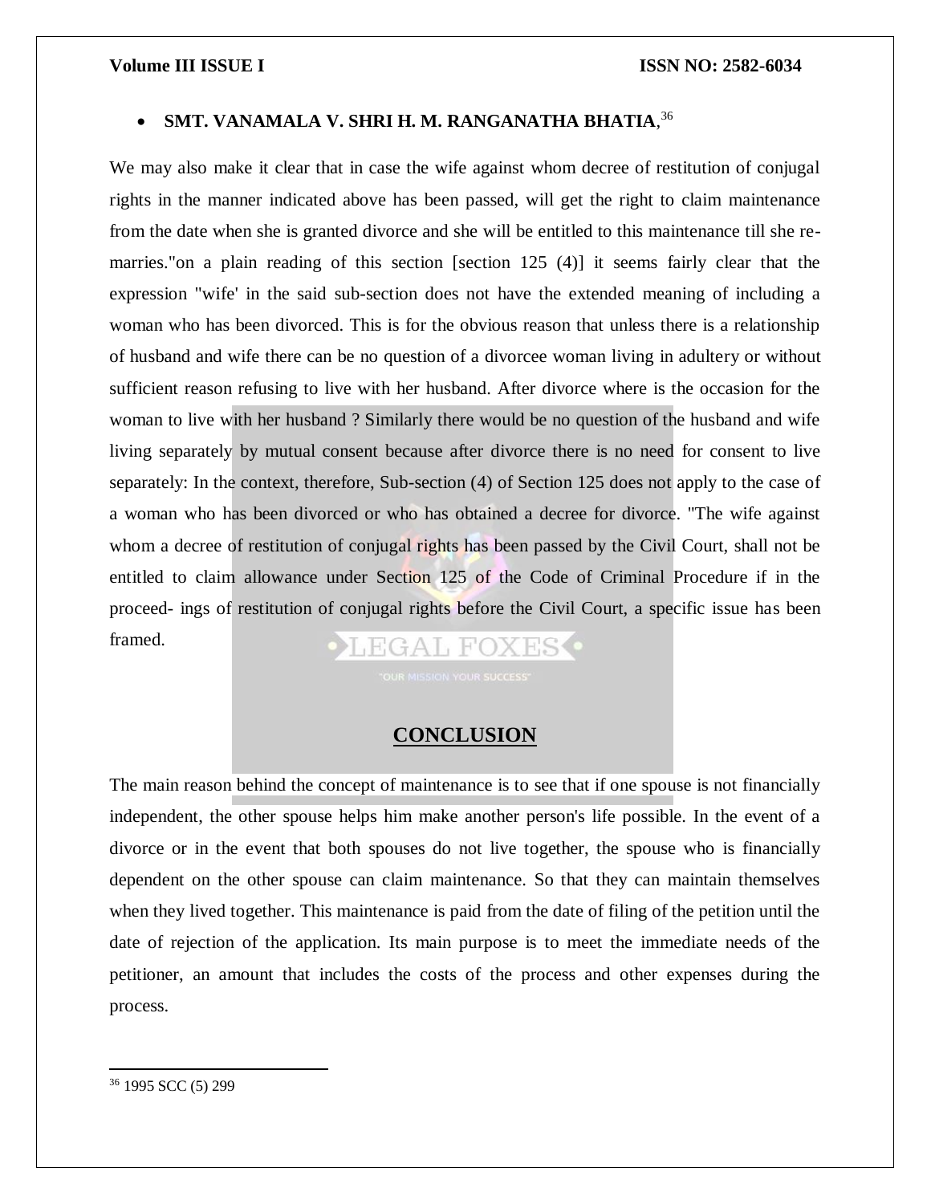- **SMT. VANAMALA V. SHRI H. M. RANGANATHA BHATIA**,[36]

We may also make it clear that in case the wife against whom decree of restitution of conjugal rights in the manner indicated above has been passed, will get the right to claim maintenance from the date when she is granted divorce and she will be entitled to this maintenance till she re-marries."on a plain reading of this section [section 125 (4)] it seems fairly clear that the expression "wife' in the said sub-section does not have the extended meaning of including a woman who has been divorced. This is for the obvious reason that unless there is a relationship of husband and wife there can be no question of a divorcee woman living in adultery or without sufficient reason refusing to live with her husband. After divorce where is the occasion for the woman to live with her husband ? Similarly there would be no question of the husband and wife living separately by mutual consent because after divorce there is no need for consent to live separately: In the context, therefore, Sub-section (4) of Section 125 does not apply to the case of a woman who has been divorced or who has obtained a decree for divorce. "The wife against whom a decree of restitution of conjugal rights has been passed by the Civil Court, shall not be entitled to claim allowance under Section 125 of the Code of Criminal Procedure if in the proceed- ings of restitution of conjugal rights before the Civil Court, a specific issue has been framed.

## CONCLUSION

The main reason behind the concept of maintenance is to see that if one spouse is not financially independent, the other spouse helps him make another person's life possible. In the event of a divorce or in the event that both spouses do not live together, the spouse who is financially dependent on the other spouse can claim maintenance. So that they can maintain themselves when they lived together. This maintenance is paid from the date of filing of the petition until the date of rejection of the application. Its main purpose is to meet the immediate needs of the petitioner, an amount that includes the costs of the process and other expenses during the process.

---

[36] 1995 SCC (5) 299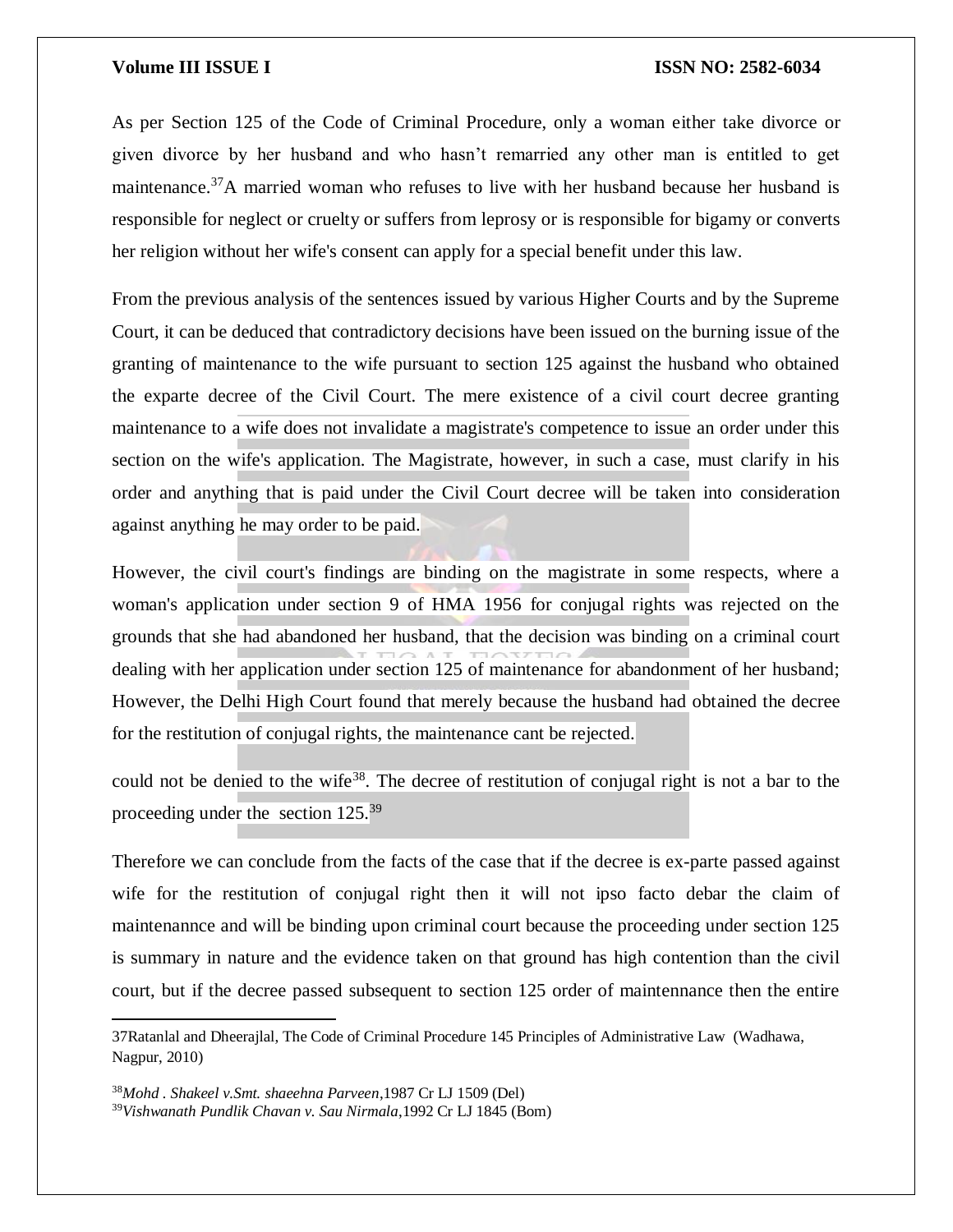As per Section 125 of the Code of Criminal Procedure, only a woman either take divorce or given divorce by her husband and who hasn't remarried any other man is entitled to get maintenance.[37]A married woman who refuses to live with her husband because her husband is responsible for neglect or cruelty or suffers from leprosy or is responsible for bigamy or converts her religion without her wife's consent can apply for a special benefit under this law.

From the previous analysis of the sentences issued by various Higher Courts and by the Supreme Court, it can be deduced that contradictory decisions have been issued on the burning issue of the granting of maintenance to the wife pursuant to section 125 against the husband who obtained the exparte decree of the Civil Court. The mere existence of a civil court decree granting maintenance to a wife does not invalidate a magistrate's competence to issue an order under this section on the wife's application. The Magistrate, however, in such a case, must clarify in his order and anything that is paid under the Civil Court decree will be taken into consideration against anything he may order to be paid.

However, the civil court's findings are binding on the magistrate in some respects, where a woman's application under section 9 of HMA 1956 for conjugal rights was rejected on the grounds that she had abandoned her husband, that the decision was binding on a criminal court dealing with her application under section 125 of maintenance for abandonment of her husband; However, the Delhi High Court found that merely because the husband had obtained the decree for the restitution of conjugal rights, the maintenance cant be rejected.

could not be denied to the wife[38]. The decree of restitution of conjugal right is not a bar to the proceeding under the section 125.[39]

Therefore we can conclude from the facts of the case that if the decree is ex-parte passed against wife for the restitution of conjugal right then it will not ipso facto debar the claim of maintenannce and will be binding upon criminal court because the proceeding under section 125 is summary in nature and the evidence taken on that ground has high contention than the civil court, but if the decree passed subsequent to section 125 order of maintennance then the entire

---

37Ratanlal and Dheerajlal, The Code of Criminal Procedure 145 Principles of Administrative Law (Wadhawa, Nagpur, 2010)

[38]*Mohd . Shakeel v.Smt. shaeehna Parveen*,1987 Cr LJ 1509 (Del)

[39]*Vishwanath Pundlik Chavan v. Sau Nirmala*,1992 Cr LJ 1845 (Bom)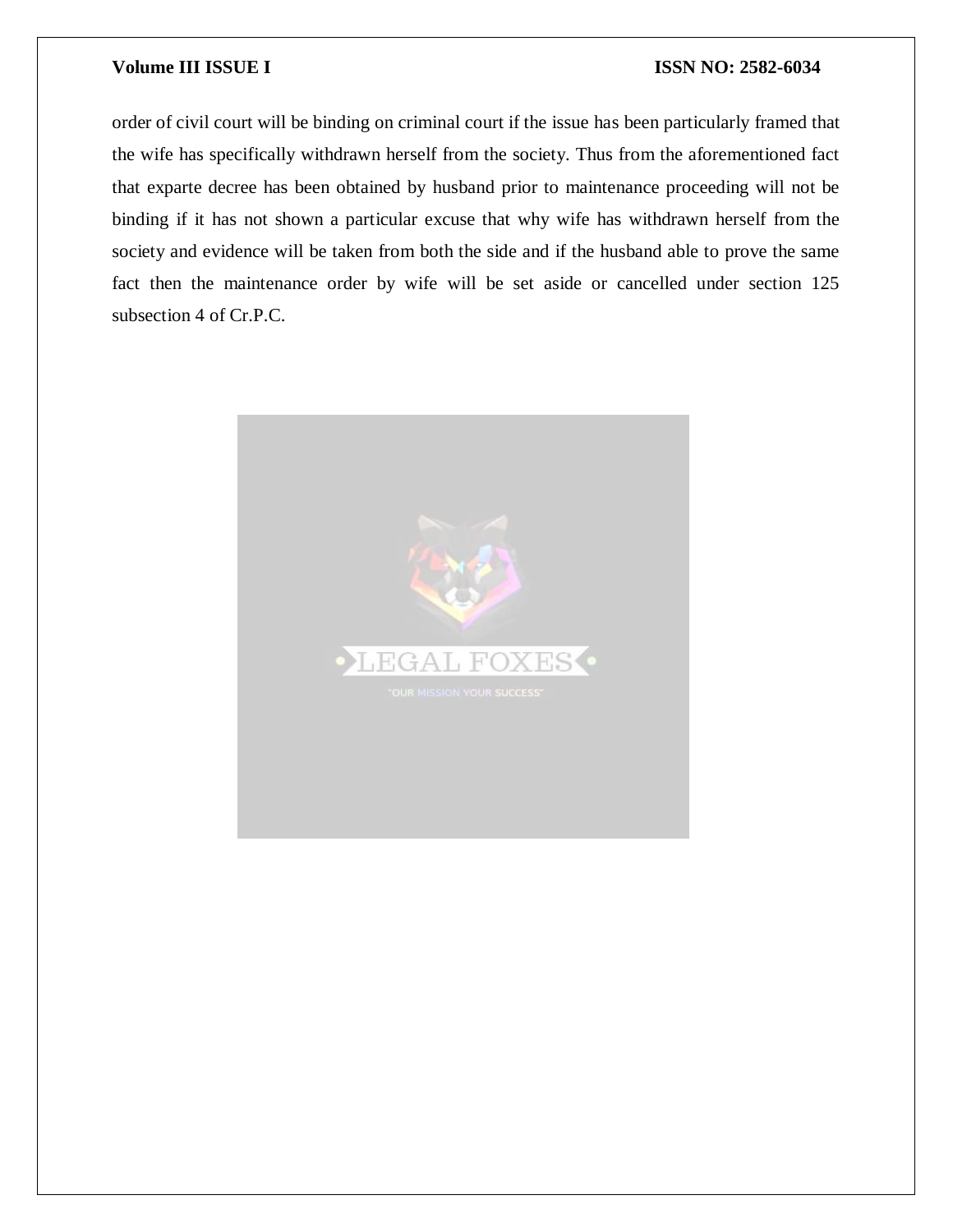order of civil court will be binding on criminal court if the issue has been particularly framed that the wife has specifically withdrawn herself from the society. Thus from the aforementioned fact that exparte decree has been obtained by husband prior to maintenance proceeding will not be binding if it has not shown a particular excuse that why wife has withdrawn herself from the society and evidence will be taken from both the side and if the husband able to prove the same fact then the maintenance order by wife will be set aside or cancelled under section 125 subsection 4 of Cr.P.C.